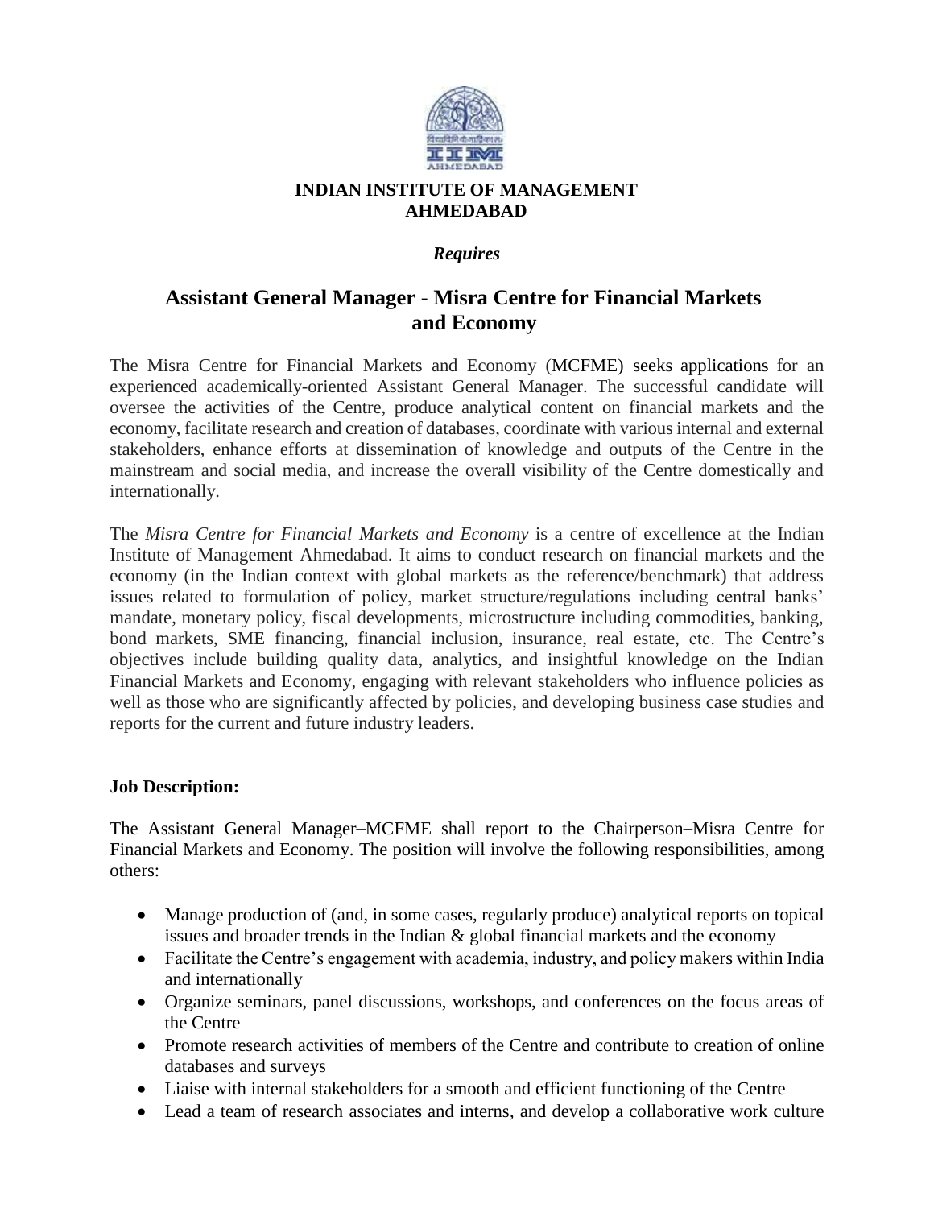**INDIAN INSTITUTE OF MANAGEMENT**
**AHMEDABAD**

***Requires***

# Assistant General Manager - Misra Centre for Financial Markets and Economy

The Misra Centre for Financial Markets and Economy (MCFME) seeks applications for an experienced academically-oriented Assistant General Manager. The successful candidate will oversee the activities of the Centre, produce analytical content on financial markets and the economy, facilitate research and creation of databases, coordinate with various internal and external stakeholders, enhance efforts at dissemination of knowledge and outputs of the Centre in the mainstream and social media, and increase the overall visibility of the Centre domestically and internationally.

The *Misra Centre for Financial Markets and Economy* is a centre of excellence at the Indian Institute of Management Ahmedabad. It aims to conduct research on financial markets and the economy (in the Indian context with global markets as the reference/benchmark) that address issues related to formulation of policy, market structure/regulations including central banks' mandate, monetary policy, fiscal developments, microstructure including commodities, banking, bond markets, SME financing, financial inclusion, insurance, real estate, etc. The Centre's objectives include building quality data, analytics, and insightful knowledge on the Indian Financial Markets and Economy, engaging with relevant stakeholders who influence policies as well as those who are significantly affected by policies, and developing business case studies and reports for the current and future industry leaders.

**Job Description:**

The Assistant General Manager–MCFME shall report to the Chairperson–Misra Centre for Financial Markets and Economy. The position will involve the following responsibilities, among others:

- Manage production of (and, in some cases, regularly produce) analytical reports on topical issues and broader trends in the Indian & global financial markets and the economy
- Facilitate the Centre's engagement with academia, industry, and policy makers within India and internationally
- Organize seminars, panel discussions, workshops, and conferences on the focus areas of the Centre
- Promote research activities of members of the Centre and contribute to creation of online databases and surveys
- Liaise with internal stakeholders for a smooth and efficient functioning of the Centre
- Lead a team of research associates and interns, and develop a collaborative work culture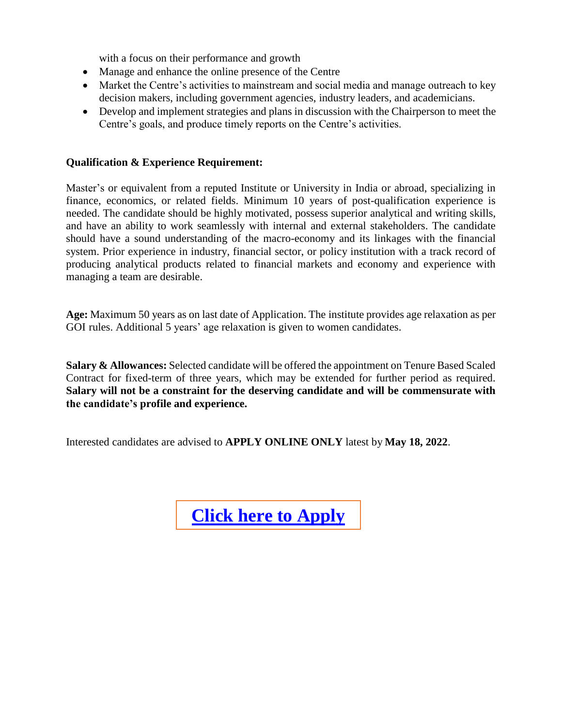with a focus on their performance and growth

- Manage and enhance the online presence of the Centre
- Market the Centre's activities to mainstream and social media and manage outreach to key decision makers, including government agencies, industry leaders, and academicians.
- Develop and implement strategies and plans in discussion with the Chairperson to meet the Centre's goals, and produce timely reports on the Centre's activities.

**Qualification & Experience Requirement:**

Master's or equivalent from a reputed Institute or University in India or abroad, specializing in finance, economics, or related fields. Minimum 10 years of post-qualification experience is needed. The candidate should be highly motivated, possess superior analytical and writing skills, and have an ability to work seamlessly with internal and external stakeholders. The candidate should have a sound understanding of the macro-economy and its linkages with the financial system. Prior experience in industry, financial sector, or policy institution with a track record of producing analytical products related to financial markets and economy and experience with managing a team are desirable.

**Age:** Maximum 50 years as on last date of Application. The institute provides age relaxation as per GOI rules. Additional 5 years' age relaxation is given to women candidates.

**Salary & Allowances:** Selected candidate will be offered the appointment on Tenure Based Scaled Contract for fixed-term of three years, which may be extended for further period as required. **Salary will not be a constraint for the deserving candidate and will be commensurate with the candidate's profile and experience.**

Interested candidates are advised to **APPLY ONLINE ONLY** latest by **May 18, 2022**.

**Click here to Apply**